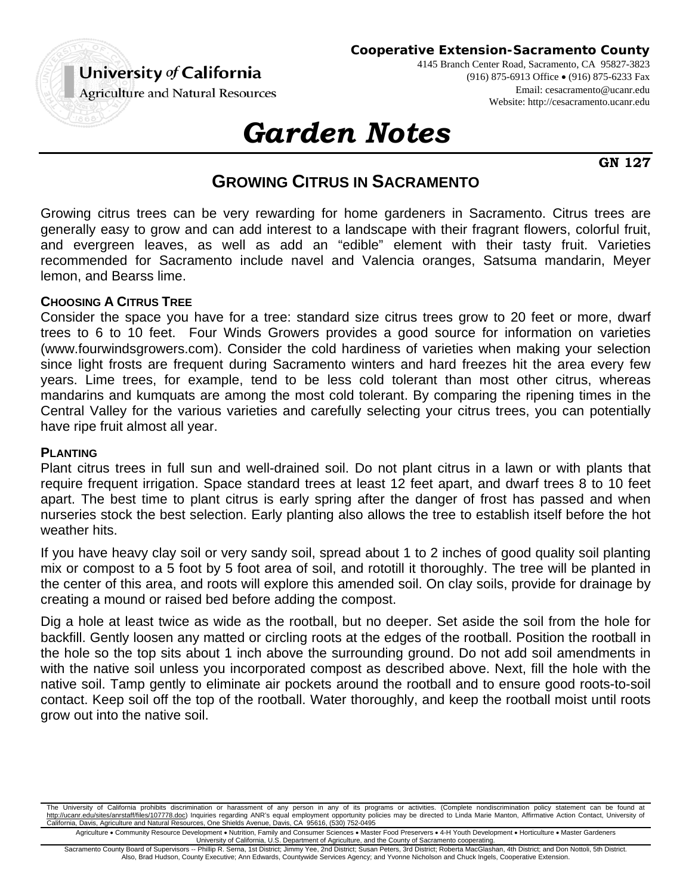**Cooperative Extension-Sacramento County**

4145 Branch Center Road, Sacramento, CA 95827-3823
(916) 875-6913 Office • (916) 875-6233 Fax
Email: cesacramento@ucanr.edu
Website: http://cesacramento.ucanr.edu

University *of* California
Agriculture and Natural Resources

# *Garden Notes*

**GN 127**

## GROWING CITRUS IN SACRAMENTO

Growing citrus trees can be very rewarding for home gardeners in Sacramento. Citrus trees are generally easy to grow and can add interest to a landscape with their fragrant flowers, colorful fruit, and evergreen leaves, as well as add an "edible" element with their tasty fruit. Varieties recommended for Sacramento include navel and Valencia oranges, Satsuma mandarin, Meyer lemon, and Bearss lime.

### CHOOSING A CITRUS TREE

Consider the space you have for a tree: standard size citrus trees grow to 20 feet or more, dwarf trees to 6 to 10 feet. Four Winds Growers provides a good source for information on varieties (www.fourwindsgrowers.com). Consider the cold hardiness of varieties when making your selection since light frosts are frequent during Sacramento winters and hard freezes hit the area every few years. Lime trees, for example, tend to be less cold tolerant than most other citrus, whereas mandarins and kumquats are among the most cold tolerant. By comparing the ripening times in the Central Valley for the various varieties and carefully selecting your citrus trees, you can potentially have ripe fruit almost all year.

### PLANTING

Plant citrus trees in full sun and well-drained soil. Do not plant citrus in a lawn or with plants that require frequent irrigation. Space standard trees at least 12 feet apart, and dwarf trees 8 to 10 feet apart. The best time to plant citrus is early spring after the danger of frost has passed and when nurseries stock the best selection. Early planting also allows the tree to establish itself before the hot weather hits.

If you have heavy clay soil or very sandy soil, spread about 1 to 2 inches of good quality soil planting mix or compost to a 5 foot by 5 foot area of soil, and rototill it thoroughly. The tree will be planted in the center of this area, and roots will explore this amended soil. On clay soils, provide for drainage by creating a mound or raised bed before adding the compost.

Dig a hole at least twice as wide as the rootball, but no deeper. Set aside the soil from the hole for backfill. Gently loosen any matted or circling roots at the edges of the rootball. Position the rootball in the hole so the top sits about 1 inch above the surrounding ground. Do not add soil amendments in with the native soil unless you incorporated compost as described above. Next, fill the hole with the native soil. Tamp gently to eliminate air pockets around the rootball and to ensure good roots-to-soil contact. Keep soil off the top of the rootball. Water thoroughly, and keep the rootball moist until roots grow out into the native soil.

The University of California prohibits discrimination or harassment of any person in any of its programs or activities. (Complete nondiscrimination policy statement can be found at http://ucanr.edu/sites/anrstaff/files/107778.doc) Inquiries regarding ANR's equal employment opportunity policies may be directed to Linda Marie Manton, Affirmative Action Contact, University of California, Davis, Agriculture and Natural Resources, One Shields Avenue, Davis, CA 95616, (530) 752-0495

Agriculture • Community Resource Development • Nutrition, Family and Consumer Sciences • Master Food Preservers • 4-H Youth Development • Horticulture • Master Gardeners
University of California, U.S. Department of Agriculture, and the County of Sacramento cooperating.

Sacramento County Board of Supervisors -- Phillip R. Serna, 1st District; Jimmy Yee, 2nd District; Susan Peters, 3rd District; Roberta MacGlashan, 4th District; and Don Nottoli, 5th District.
Also, Brad Hudson, County Executive; Ann Edwards, Countywide Services Agency; and Yvonne Nicholson and Chuck Ingels, Cooperative Extension.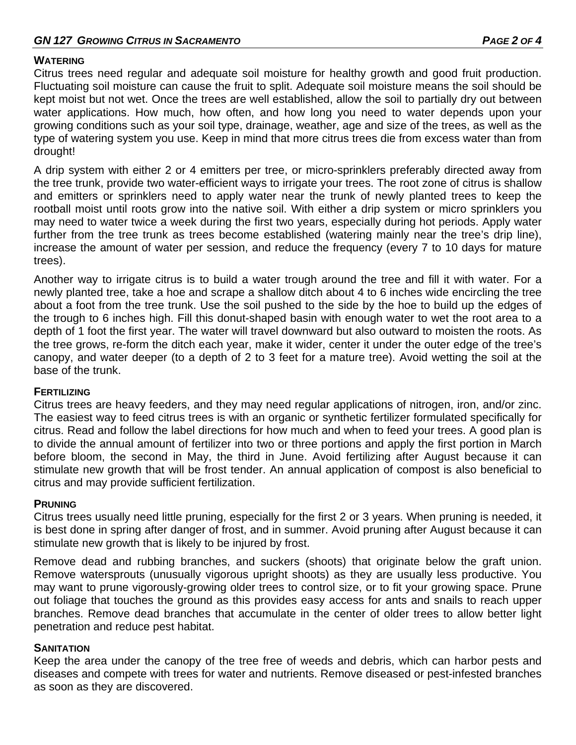## WATERING

Citrus trees need regular and adequate soil moisture for healthy growth and good fruit production. Fluctuating soil moisture can cause the fruit to split. Adequate soil moisture means the soil should be kept moist but not wet. Once the trees are well established, allow the soil to partially dry out between water applications. How much, how often, and how long you need to water depends upon your growing conditions such as your soil type, drainage, weather, age and size of the trees, as well as the type of watering system you use. Keep in mind that more citrus trees die from excess water than from drought!

A drip system with either 2 or 4 emitters per tree, or micro-sprinklers preferably directed away from the tree trunk, provide two water-efficient ways to irrigate your trees. The root zone of citrus is shallow and emitters or sprinklers need to apply water near the trunk of newly planted trees to keep the rootball moist until roots grow into the native soil. With either a drip system or micro sprinklers you may need to water twice a week during the first two years, especially during hot periods. Apply water further from the tree trunk as trees become established (watering mainly near the tree's drip line), increase the amount of water per session, and reduce the frequency (every 7 to 10 days for mature trees).

Another way to irrigate citrus is to build a water trough around the tree and fill it with water. For a newly planted tree, take a hoe and scrape a shallow ditch about 4 to 6 inches wide encircling the tree about a foot from the tree trunk. Use the soil pushed to the side by the hoe to build up the edges of the trough to 6 inches high. Fill this donut-shaped basin with enough water to wet the root area to a depth of 1 foot the first year. The water will travel downward but also outward to moisten the roots. As the tree grows, re-form the ditch each year, make it wider, center it under the outer edge of the tree's canopy, and water deeper (to a depth of 2 to 3 feet for a mature tree). Avoid wetting the soil at the base of the trunk.

## FERTILIZING

Citrus trees are heavy feeders, and they may need regular applications of nitrogen, iron, and/or zinc. The easiest way to feed citrus trees is with an organic or synthetic fertilizer formulated specifically for citrus. Read and follow the label directions for how much and when to feed your trees. A good plan is to divide the annual amount of fertilizer into two or three portions and apply the first portion in March before bloom, the second in May, the third in June. Avoid fertilizing after August because it can stimulate new growth that will be frost tender. An annual application of compost is also beneficial to citrus and may provide sufficient fertilization.

## PRUNING

Citrus trees usually need little pruning, especially for the first 2 or 3 years. When pruning is needed, it is best done in spring after danger of frost, and in summer. Avoid pruning after August because it can stimulate new growth that is likely to be injured by frost.

Remove dead and rubbing branches, and suckers (shoots) that originate below the graft union. Remove watersprouts (unusually vigorous upright shoots) as they are usually less productive. You may want to prune vigorously-growing older trees to control size, or to fit your growing space. Prune out foliage that touches the ground as this provides easy access for ants and snails to reach upper branches. Remove dead branches that accumulate in the center of older trees to allow better light penetration and reduce pest habitat.

## SANITATION

Keep the area under the canopy of the tree free of weeds and debris, which can harbor pests and diseases and compete with trees for water and nutrients. Remove diseased or pest-infested branches as soon as they are discovered.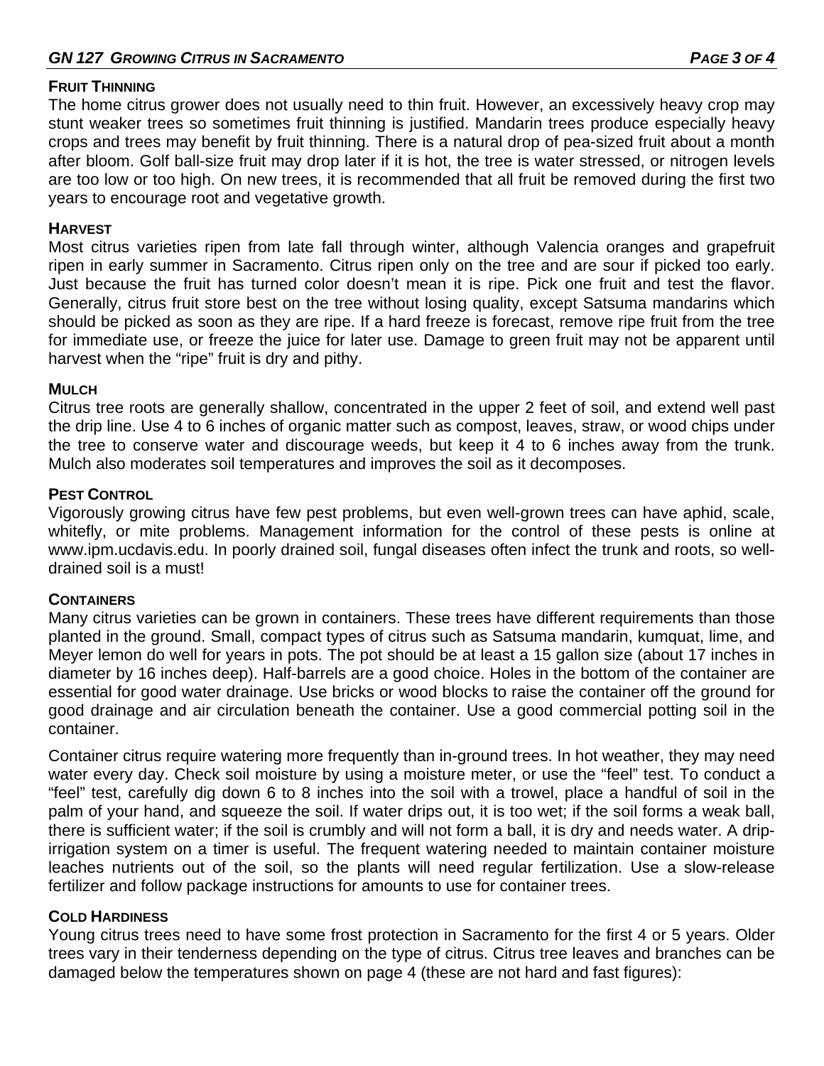## FRUIT THINNING

The home citrus grower does not usually need to thin fruit. However, an excessively heavy crop may stunt weaker trees so sometimes fruit thinning is justified. Mandarin trees produce especially heavy crops and trees may benefit by fruit thinning. There is a natural drop of pea-sized fruit about a month after bloom. Golf ball-size fruit may drop later if it is hot, the tree is water stressed, or nitrogen levels are too low or too high. On new trees, it is recommended that all fruit be removed during the first two years to encourage root and vegetative growth.

## HARVEST

Most citrus varieties ripen from late fall through winter, although Valencia oranges and grapefruit ripen in early summer in Sacramento. Citrus ripen only on the tree and are sour if picked too early. Just because the fruit has turned color doesn't mean it is ripe. Pick one fruit and test the flavor. Generally, citrus fruit store best on the tree without losing quality, except Satsuma mandarins which should be picked as soon as they are ripe. If a hard freeze is forecast, remove ripe fruit from the tree for immediate use, or freeze the juice for later use. Damage to green fruit may not be apparent until harvest when the "ripe" fruit is dry and pithy.

## MULCH

Citrus tree roots are generally shallow, concentrated in the upper 2 feet of soil, and extend well past the drip line. Use 4 to 6 inches of organic matter such as compost, leaves, straw, or wood chips under the tree to conserve water and discourage weeds, but keep it 4 to 6 inches away from the trunk. Mulch also moderates soil temperatures and improves the soil as it decomposes.

## PEST CONTROL

Vigorously growing citrus have few pest problems, but even well-grown trees can have aphid, scale, whitefly, or mite problems. Management information for the control of these pests is online at www.ipm.ucdavis.edu. In poorly drained soil, fungal diseases often infect the trunk and roots, so well-drained soil is a must!

## CONTAINERS

Many citrus varieties can be grown in containers. These trees have different requirements than those planted in the ground. Small, compact types of citrus such as Satsuma mandarin, kumquat, lime, and Meyer lemon do well for years in pots. The pot should be at least a 15 gallon size (about 17 inches in diameter by 16 inches deep). Half-barrels are a good choice. Holes in the bottom of the container are essential for good water drainage. Use bricks or wood blocks to raise the container off the ground for good drainage and air circulation beneath the container. Use a good commercial potting soil in the container.

Container citrus require watering more frequently than in-ground trees. In hot weather, they may need water every day. Check soil moisture by using a moisture meter, or use the "feel" test. To conduct a "feel" test, carefully dig down 6 to 8 inches into the soil with a trowel, place a handful of soil in the palm of your hand, and squeeze the soil. If water drips out, it is too wet; if the soil forms a weak ball, there is sufficient water; if the soil is crumbly and will not form a ball, it is dry and needs water. A drip-irrigation system on a timer is useful. The frequent watering needed to maintain container moisture leaches nutrients out of the soil, so the plants will need regular fertilization. Use a slow-release fertilizer and follow package instructions for amounts to use for container trees.

## COLD HARDINESS

Young citrus trees need to have some frost protection in Sacramento for the first 4 or 5 years. Older trees vary in their tenderness depending on the type of citrus. Citrus tree leaves and branches can be damaged below the temperatures shown on page 4 (these are not hard and fast figures):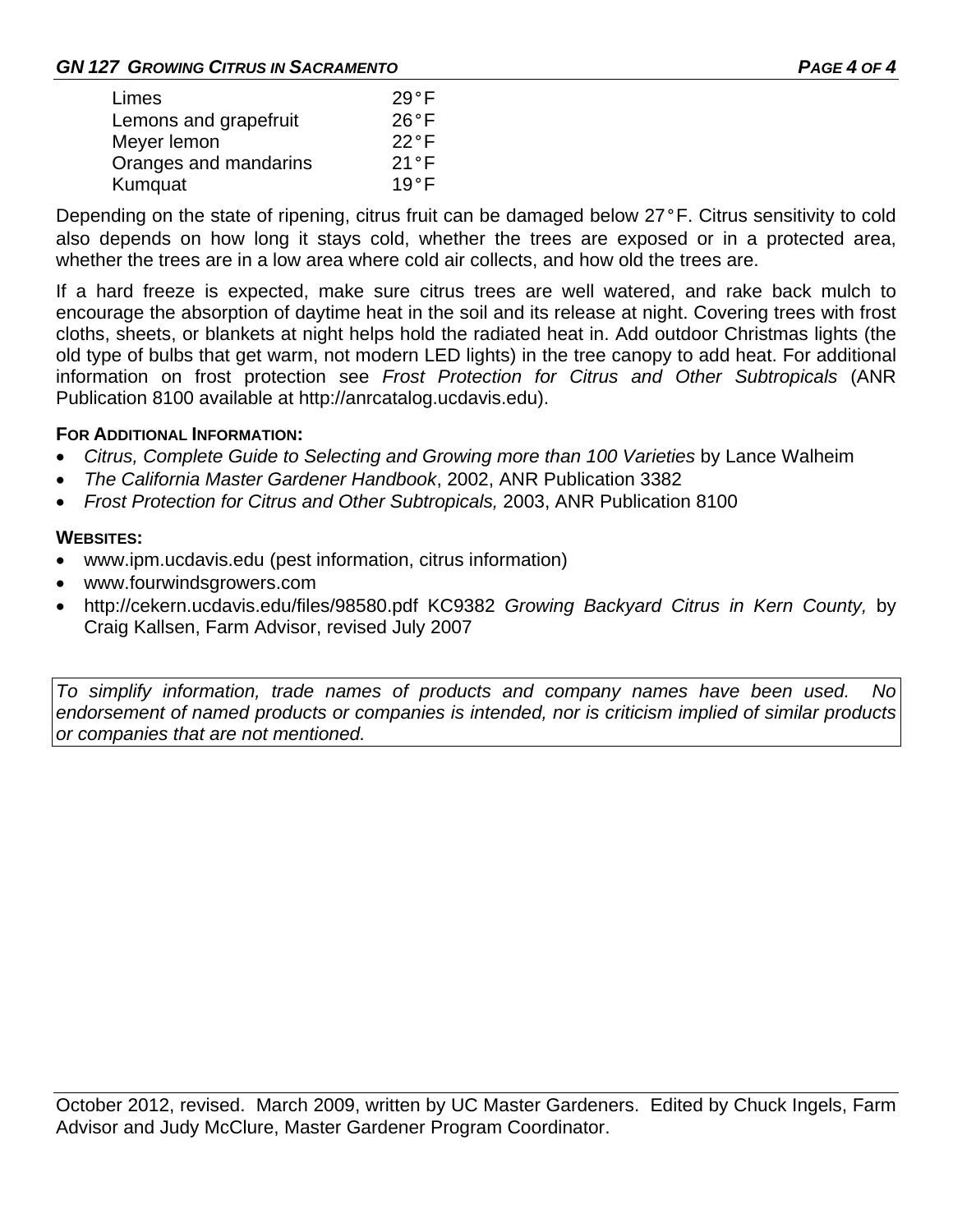| | |
|---|---|
| Limes | 29°F |
| Lemons and grapefruit | 26°F |
| Meyer lemon | 22°F |
| Oranges and mandarins | 21°F |
| Kumquat | 19°F |

Depending on the state of ripening, citrus fruit can be damaged below 27°F. Citrus sensitivity to cold also depends on how long it stays cold, whether the trees are exposed or in a protected area, whether the trees are in a low area where cold air collects, and how old the trees are.

If a hard freeze is expected, make sure citrus trees are well watered, and rake back mulch to encourage the absorption of daytime heat in the soil and its release at night. Covering trees with frost cloths, sheets, or blankets at night helps hold the radiated heat in. Add outdoor Christmas lights (the old type of bulbs that get warm, not modern LED lights) in the tree canopy to add heat. For additional information on frost protection see *Frost Protection for Citrus and Other Subtropicals* (ANR Publication 8100 available at http://anrcatalog.ucdavis.edu).

**FOR ADDITIONAL INFORMATION:**

- *Citrus, Complete Guide to Selecting and Growing more than 100 Varieties* by Lance Walheim
- *The California Master Gardener Handbook*, 2002, ANR Publication 3382
- *Frost Protection for Citrus and Other Subtropicals,* 2003, ANR Publication 8100

**WEBSITES:**

- www.ipm.ucdavis.edu (pest information, citrus information)
- www.fourwindsgrowers.com
- http://cekern.ucdavis.edu/files/98580.pdf KC9382 *Growing Backyard Citrus in Kern County,* by Craig Kallsen, Farm Advisor, revised July 2007

*To simplify information, trade names of products and company names have been used. No endorsement of named products or companies is intended, nor is criticism implied of similar products or companies that are not mentioned.*

October 2012, revised. March 2009, written by UC Master Gardeners. Edited by Chuck Ingels, Farm Advisor and Judy McClure, Master Gardener Program Coordinator.